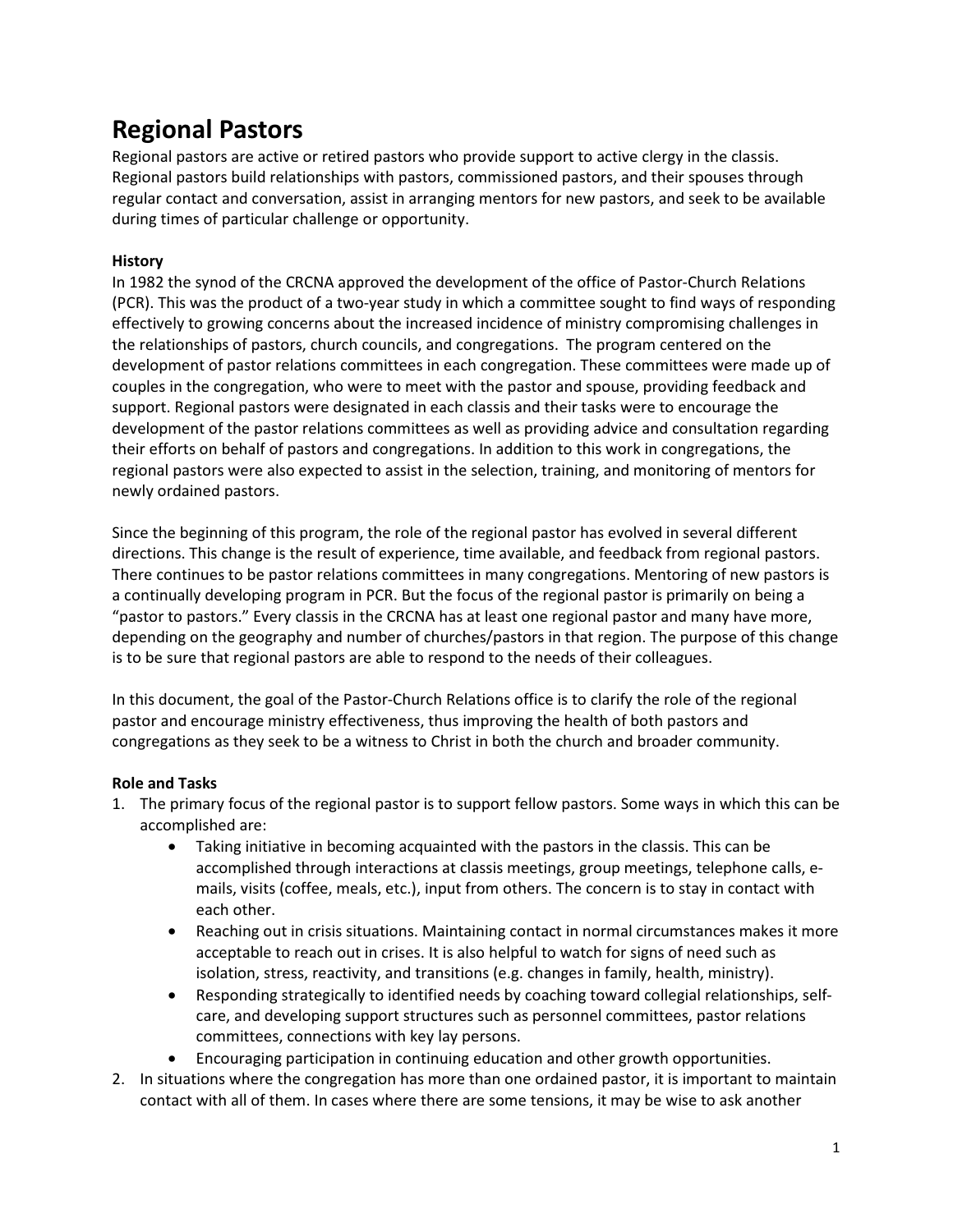# Regional Pastors

Regional pastors are active or retired pastors who provide support to active clergy in the classis. Regional pastors build relationships with pastors, commissioned pastors, and their spouses through regular contact and conversation, assist in arranging mentors for new pastors, and seek to be available during times of particular challenge or opportunity.

**History**

In 1982 the synod of the CRCNA approved the development of the office of Pastor-Church Relations (PCR). This was the product of a two-year study in which a committee sought to find ways of responding effectively to growing concerns about the increased incidence of ministry compromising challenges in the relationships of pastors, church councils, and congregations. The program centered on the development of pastor relations committees in each congregation. These committees were made up of couples in the congregation, who were to meet with the pastor and spouse, providing feedback and support. Regional pastors were designated in each classis and their tasks were to encourage the development of the pastor relations committees as well as providing advice and consultation regarding their efforts on behalf of pastors and congregations. In addition to this work in congregations, the regional pastors were also expected to assist in the selection, training, and monitoring of mentors for newly ordained pastors.

Since the beginning of this program, the role of the regional pastor has evolved in several different directions. This change is the result of experience, time available, and feedback from regional pastors. There continues to be pastor relations committees in many congregations. Mentoring of new pastors is a continually developing program in PCR. But the focus of the regional pastor is primarily on being a "pastor to pastors." Every classis in the CRCNA has at least one regional pastor and many have more, depending on the geography and number of churches/pastors in that region. The purpose of this change is to be sure that regional pastors are able to respond to the needs of their colleagues.

In this document, the goal of the Pastor-Church Relations office is to clarify the role of the regional pastor and encourage ministry effectiveness, thus improving the health of both pastors and congregations as they seek to be a witness to Christ in both the church and broader community.

**Role and Tasks**

1. The primary focus of the regional pastor is to support fellow pastors. Some ways in which this can be accomplished are:
   - Taking initiative in becoming acquainted with the pastors in the classis. This can be accomplished through interactions at classis meetings, group meetings, telephone calls, e-mails, visits (coffee, meals, etc.), input from others. The concern is to stay in contact with each other.
   - Reaching out in crisis situations. Maintaining contact in normal circumstances makes it more acceptable to reach out in crises. It is also helpful to watch for signs of need such as isolation, stress, reactivity, and transitions (e.g. changes in family, health, ministry).
   - Responding strategically to identified needs by coaching toward collegial relationships, self-care, and developing support structures such as personnel committees, pastor relations committees, connections with key lay persons.
   - Encouraging participation in continuing education and other growth opportunities.
2. In situations where the congregation has more than one ordained pastor, it is important to maintain contact with all of them. In cases where there are some tensions, it may be wise to ask another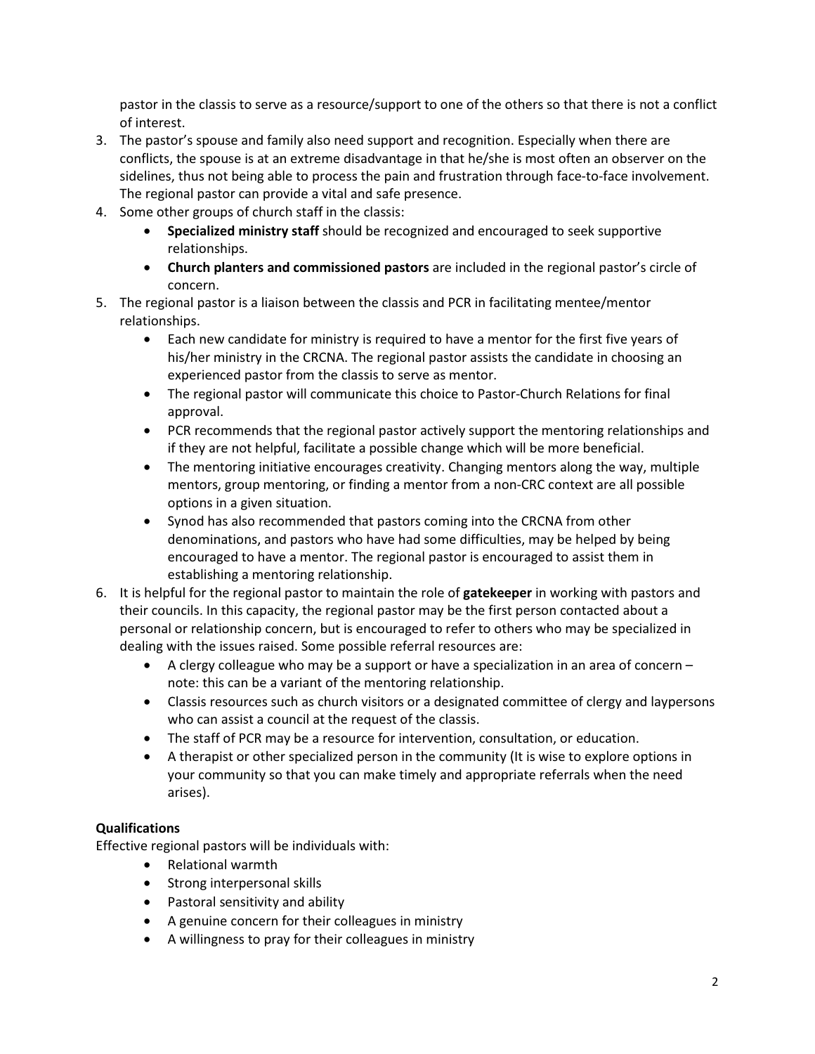pastor in the classis to serve as a resource/support to one of the others so that there is not a conflict of interest.

3. The pastor's spouse and family also need support and recognition. Especially when there are conflicts, the spouse is at an extreme disadvantage in that he/she is most often an observer on the sidelines, thus not being able to process the pain and frustration through face-to-face involvement. The regional pastor can provide a vital and safe presence.
4. Some other groups of church staff in the classis:
   - **Specialized ministry staff** should be recognized and encouraged to seek supportive relationships.
   - **Church planters and commissioned pastors** are included in the regional pastor's circle of concern.
5. The regional pastor is a liaison between the classis and PCR in facilitating mentee/mentor relationships.
   - Each new candidate for ministry is required to have a mentor for the first five years of his/her ministry in the CRCNA. The regional pastor assists the candidate in choosing an experienced pastor from the classis to serve as mentor.
   - The regional pastor will communicate this choice to Pastor-Church Relations for final approval.
   - PCR recommends that the regional pastor actively support the mentoring relationships and if they are not helpful, facilitate a possible change which will be more beneficial.
   - The mentoring initiative encourages creativity. Changing mentors along the way, multiple mentors, group mentoring, or finding a mentor from a non-CRC context are all possible options in a given situation.
   - Synod has also recommended that pastors coming into the CRCNA from other denominations, and pastors who have had some difficulties, may be helped by being encouraged to have a mentor. The regional pastor is encouraged to assist them in establishing a mentoring relationship.
6. It is helpful for the regional pastor to maintain the role of **gatekeeper** in working with pastors and their councils. In this capacity, the regional pastor may be the first person contacted about a personal or relationship concern, but is encouraged to refer to others who may be specialized in dealing with the issues raised. Some possible referral resources are:
   - A clergy colleague who may be a support or have a specialization in an area of concern – note: this can be a variant of the mentoring relationship.
   - Classis resources such as church visitors or a designated committee of clergy and laypersons who can assist a council at the request of the classis.
   - The staff of PCR may be a resource for intervention, consultation, or education.
   - A therapist or other specialized person in the community (It is wise to explore options in your community so that you can make timely and appropriate referrals when the need arises).

**Qualifications**

Effective regional pastors will be individuals with:

- Relational warmth
- Strong interpersonal skills
- Pastoral sensitivity and ability
- A genuine concern for their colleagues in ministry
- A willingness to pray for their colleagues in ministry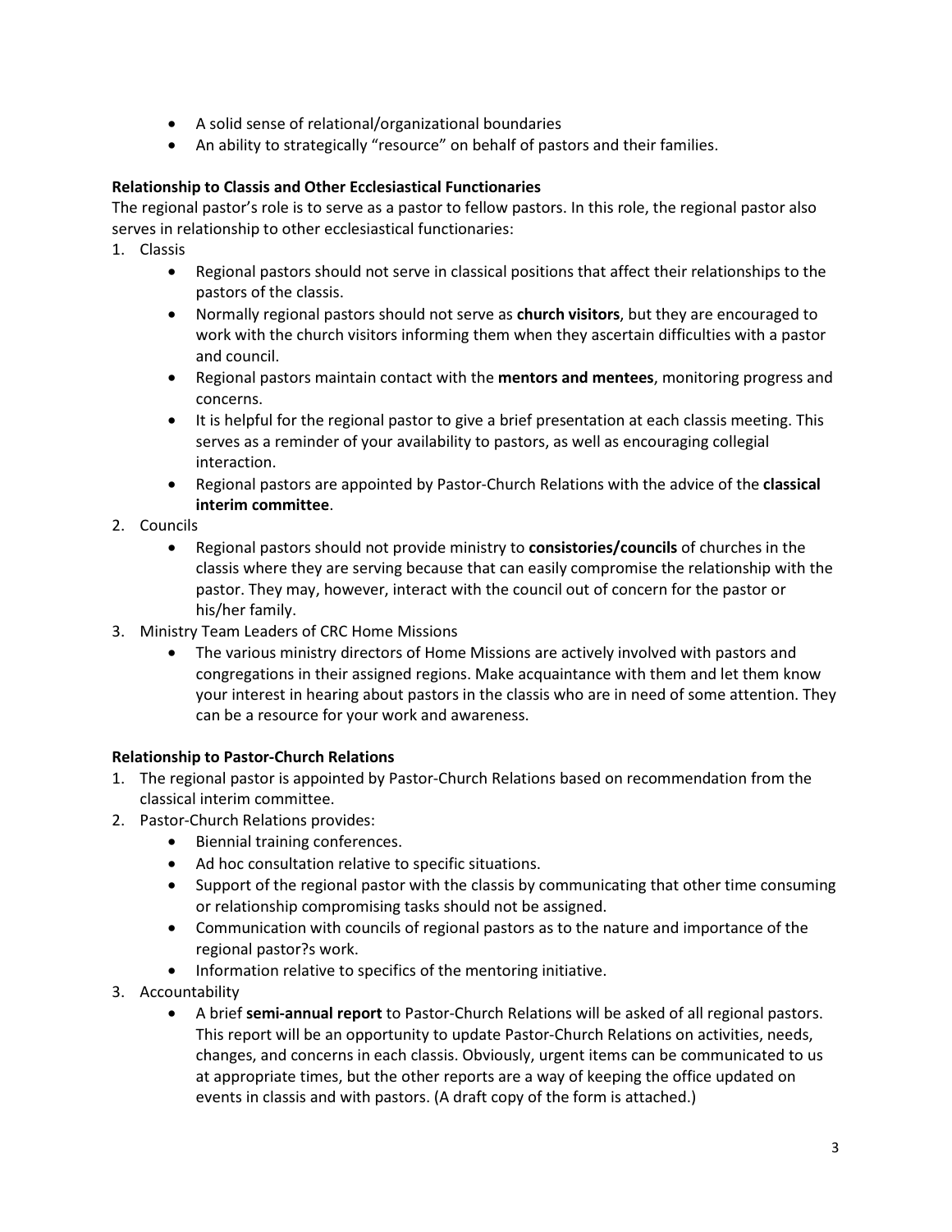- A solid sense of relational/organizational boundaries
- An ability to strategically "resource" on behalf of pastors and their families.

**Relationship to Classis and Other Ecclesiastical Functionaries**

The regional pastor's role is to serve as a pastor to fellow pastors. In this role, the regional pastor also serves in relationship to other ecclesiastical functionaries:

1. Classis
    - Regional pastors should not serve in classical positions that affect their relationships to the pastors of the classis.
    - Normally regional pastors should not serve as **church visitors**, but they are encouraged to work with the church visitors informing them when they ascertain difficulties with a pastor and council.
    - Regional pastors maintain contact with the **mentors and mentees**, monitoring progress and concerns.
    - It is helpful for the regional pastor to give a brief presentation at each classis meeting. This serves as a reminder of your availability to pastors, as well as encouraging collegial interaction.
    - Regional pastors are appointed by Pastor-Church Relations with the advice of the **classical interim committee**.
2. Councils
    - Regional pastors should not provide ministry to **consistories/councils** of churches in the classis where they are serving because that can easily compromise the relationship with the pastor. They may, however, interact with the council out of concern for the pastor or his/her family.
3. Ministry Team Leaders of CRC Home Missions
    - The various ministry directors of Home Missions are actively involved with pastors and congregations in their assigned regions. Make acquaintance with them and let them know your interest in hearing about pastors in the classis who are in need of some attention. They can be a resource for your work and awareness.

**Relationship to Pastor-Church Relations**

1. The regional pastor is appointed by Pastor-Church Relations based on recommendation from the classical interim committee.
2. Pastor-Church Relations provides:
    - Biennial training conferences.
    - Ad hoc consultation relative to specific situations.
    - Support of the regional pastor with the classis by communicating that other time consuming or relationship compromising tasks should not be assigned.
    - Communication with councils of regional pastors as to the nature and importance of the regional pastor?s work.
    - Information relative to specifics of the mentoring initiative.
3. Accountability
    - A brief **semi-annual report** to Pastor-Church Relations will be asked of all regional pastors. This report will be an opportunity to update Pastor-Church Relations on activities, needs, changes, and concerns in each classis. Obviously, urgent items can be communicated to us at appropriate times, but the other reports are a way of keeping the office updated on events in classis and with pastors. (A draft copy of the form is attached.)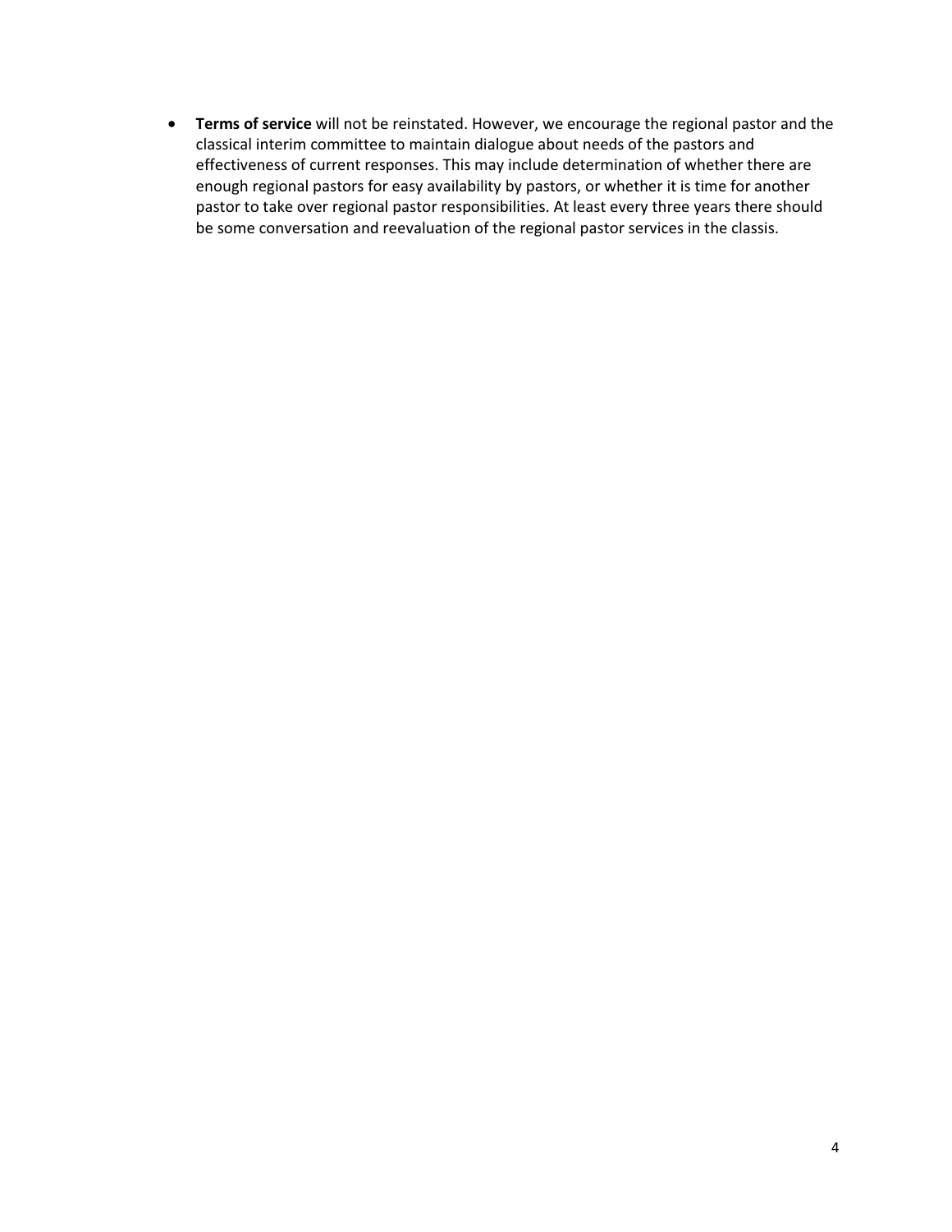- **Terms of service** will not be reinstated. However, we encourage the regional pastor and the classical interim committee to maintain dialogue about needs of the pastors and effectiveness of current responses. This may include determination of whether there are enough regional pastors for easy availability by pastors, or whether it is time for another pastor to take over regional pastor responsibilities. At least every three years there should be some conversation and reevaluation of the regional pastor services in the classis.